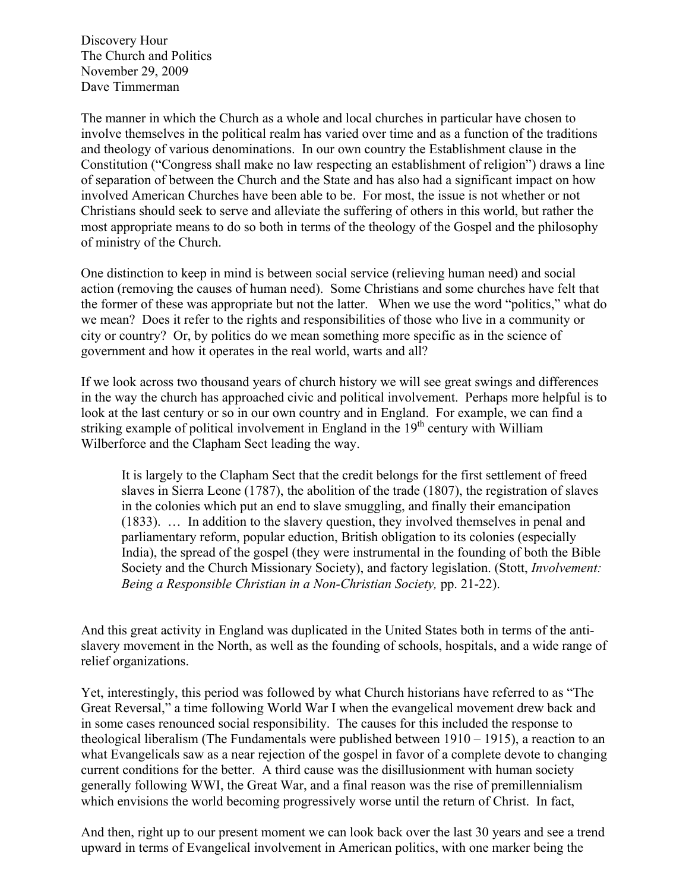Discovery Hour
The Church and Politics
November 29, 2009
Dave Timmerman

The manner in which the Church as a whole and local churches in particular have chosen to involve themselves in the political realm has varied over time and as a function of the traditions and theology of various denominations. In our own country the Establishment clause in the Constitution ("Congress shall make no law respecting an establishment of religion") draws a line of separation of between the Church and the State and has also had a significant impact on how involved American Churches have been able to be. For most, the issue is not whether or not Christians should seek to serve and alleviate the suffering of others in this world, but rather the most appropriate means to do so both in terms of the theology of the Gospel and the philosophy of ministry of the Church.

One distinction to keep in mind is between social service (relieving human need) and social action (removing the causes of human need). Some Christians and some churches have felt that the former of these was appropriate but not the latter. When we use the word "politics," what do we mean? Does it refer to the rights and responsibilities of those who live in a community or city or country? Or, by politics do we mean something more specific as in the science of government and how it operates in the real world, warts and all?

If we look across two thousand years of church history we will see great swings and differences in the way the church has approached civic and political involvement. Perhaps more helpful is to look at the last century or so in our own country and in England. For example, we can find a striking example of political involvement in England in the 19th century with William Wilberforce and the Clapham Sect leading the way.

> It is largely to the Clapham Sect that the credit belongs for the first settlement of freed slaves in Sierra Leone (1787), the abolition of the trade (1807), the registration of slaves in the colonies which put an end to slave smuggling, and finally their emancipation (1833). … In addition to the slavery question, they involved themselves in penal and parliamentary reform, popular eduction, British obligation to its colonies (especially India), the spread of the gospel (they were instrumental in the founding of both the Bible Society and the Church Missionary Society), and factory legislation. (Stott, *Involvement: Being a Responsible Christian in a Non-Christian Society,* pp. 21-22).

And this great activity in England was duplicated in the United States both in terms of the anti-slavery movement in the North, as well as the founding of schools, hospitals, and a wide range of relief organizations.

Yet, interestingly, this period was followed by what Church historians have referred to as "The Great Reversal," a time following World War I when the evangelical movement drew back and in some cases renounced social responsibility. The causes for this included the response to theological liberalism (The Fundamentals were published between 1910 – 1915), a reaction to an what Evangelicals saw as a near rejection of the gospel in favor of a complete devote to changing current conditions for the better. A third cause was the disillusionment with human society generally following WWI, the Great War, and a final reason was the rise of premillennialism which envisions the world becoming progressively worse until the return of Christ. In fact,

And then, right up to our present moment we can look back over the last 30 years and see a trend upward in terms of Evangelical involvement in American politics, with one marker being the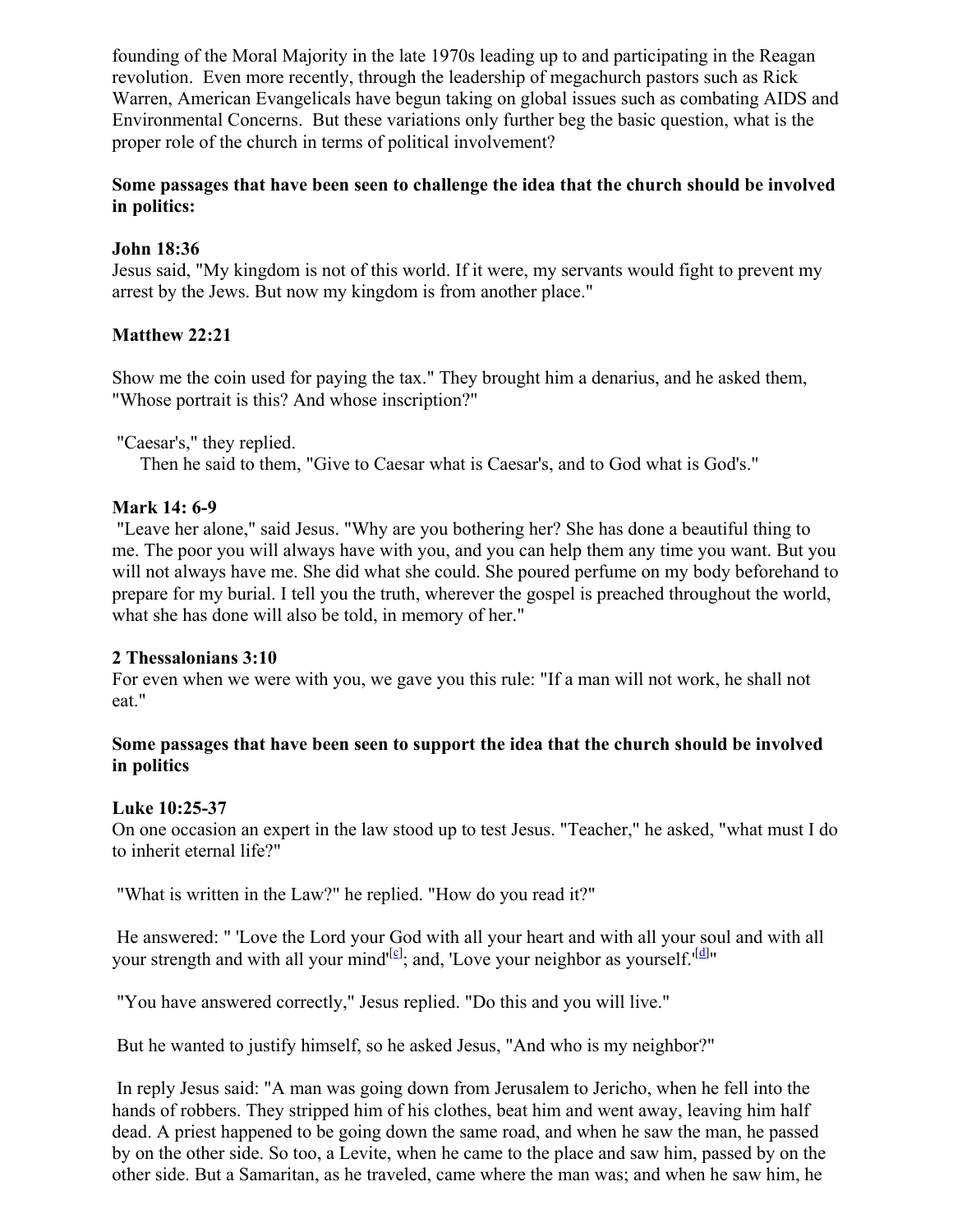founding of the Moral Majority in the late 1970s leading up to and participating in the Reagan revolution. Even more recently, through the leadership of megachurch pastors such as Rick Warren, American Evangelicals have begun taking on global issues such as combating AIDS and Environmental Concerns. But these variations only further beg the basic question, what is the proper role of the church in terms of political involvement?

**Some passages that have been seen to challenge the idea that the church should be involved in politics:**

**John 18:36**
Jesus said, "My kingdom is not of this world. If it were, my servants would fight to prevent my arrest by the Jews. But now my kingdom is from another place."

**Matthew 22:21**

Show me the coin used for paying the tax." They brought him a denarius, and he asked them, "Whose portrait is this? And whose inscription?"

"Caesar's," they replied.

Then he said to them, "Give to Caesar what is Caesar's, and to God what is God's."

**Mark 14: 6-9**
"Leave her alone," said Jesus. "Why are you bothering her? She has done a beautiful thing to me. The poor you will always have with you, and you can help them any time you want. But you will not always have me. She did what she could. She poured perfume on my body beforehand to prepare for my burial. I tell you the truth, wherever the gospel is preached throughout the world, what she has done will also be told, in memory of her."

**2 Thessalonians 3:10**
For even when we were with you, we gave you this rule: "If a man will not work, he shall not eat."

**Some passages that have been seen to support the idea that the church should be involved in politics**

**Luke 10:25-37**
On one occasion an expert in the law stood up to test Jesus. "Teacher," he asked, "what must I do to inherit eternal life?"

"What is written in the Law?" he replied. "How do you read it?"

He answered: " 'Love the Lord your God with all your heart and with all your soul and with all your strength and with all your mind'[c]; and, 'Love your neighbor as yourself.'[d]"

"You have answered correctly," Jesus replied. "Do this and you will live."

But he wanted to justify himself, so he asked Jesus, "And who is my neighbor?"

In reply Jesus said: "A man was going down from Jerusalem to Jericho, when he fell into the hands of robbers. They stripped him of his clothes, beat him and went away, leaving him half dead. A priest happened to be going down the same road, and when he saw the man, he passed by on the other side. So too, a Levite, when he came to the place and saw him, passed by on the other side. But a Samaritan, as he traveled, came where the man was; and when he saw him, he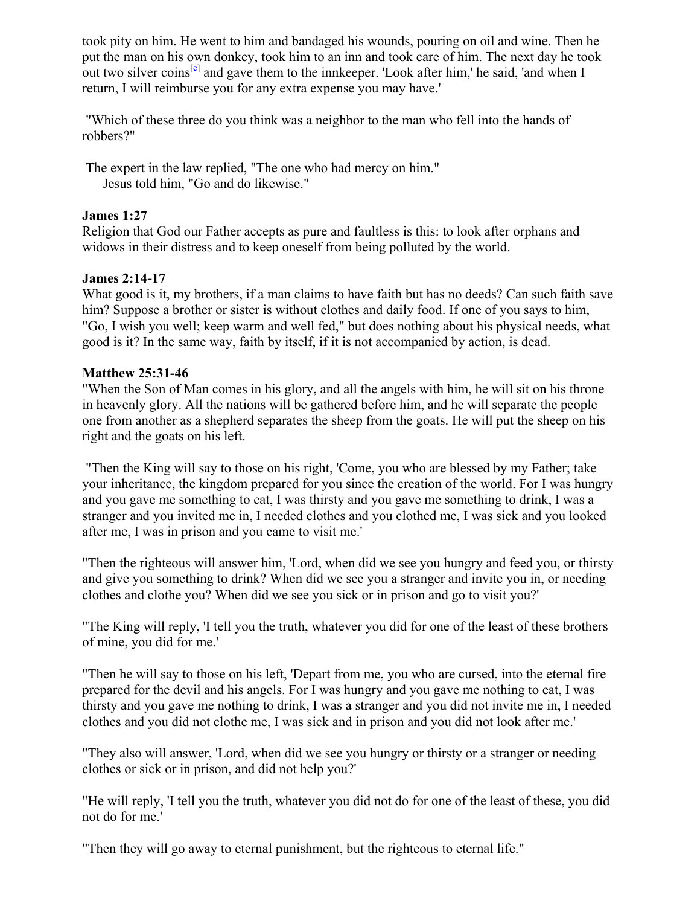took pity on him. He went to him and bandaged his wounds, pouring on oil and wine. Then he put the man on his own donkey, took him to an inn and took care of him. The next day he took out two silver coins[e] and gave them to the innkeeper. 'Look after him,' he said, 'and when I return, I will reimburse you for any extra expense you may have.'

"Which of these three do you think was a neighbor to the man who fell into the hands of robbers?"

The expert in the law replied, "The one who had mercy on him."
Jesus told him, "Go and do likewise."

**James 1:27**
Religion that God our Father accepts as pure and faultless is this: to look after orphans and widows in their distress and to keep oneself from being polluted by the world.

**James 2:14-17**
What good is it, my brothers, if a man claims to have faith but has no deeds? Can such faith save him? Suppose a brother or sister is without clothes and daily food. If one of you says to him, "Go, I wish you well; keep warm and well fed," but does nothing about his physical needs, what good is it? In the same way, faith by itself, if it is not accompanied by action, is dead.

**Matthew 25:31-46**
"When the Son of Man comes in his glory, and all the angels with him, he will sit on his throne in heavenly glory. All the nations will be gathered before him, and he will separate the people one from another as a shepherd separates the sheep from the goats. He will put the sheep on his right and the goats on his left.

"Then the King will say to those on his right, 'Come, you who are blessed by my Father; take your inheritance, the kingdom prepared for you since the creation of the world. For I was hungry and you gave me something to eat, I was thirsty and you gave me something to drink, I was a stranger and you invited me in, I needed clothes and you clothed me, I was sick and you looked after me, I was in prison and you came to visit me.'

"Then the righteous will answer him, 'Lord, when did we see you hungry and feed you, or thirsty and give you something to drink? When did we see you a stranger and invite you in, or needing clothes and clothe you? When did we see you sick or in prison and go to visit you?'

"The King will reply, 'I tell you the truth, whatever you did for one of the least of these brothers of mine, you did for me.'

"Then he will say to those on his left, 'Depart from me, you who are cursed, into the eternal fire prepared for the devil and his angels. For I was hungry and you gave me nothing to eat, I was thirsty and you gave me nothing to drink, I was a stranger and you did not invite me in, I needed clothes and you did not clothe me, I was sick and in prison and you did not look after me.'

"They also will answer, 'Lord, when did we see you hungry or thirsty or a stranger or needing clothes or sick or in prison, and did not help you?'

"He will reply, 'I tell you the truth, whatever you did not do for one of the least of these, you did not do for me.'

"Then they will go away to eternal punishment, but the righteous to eternal life."